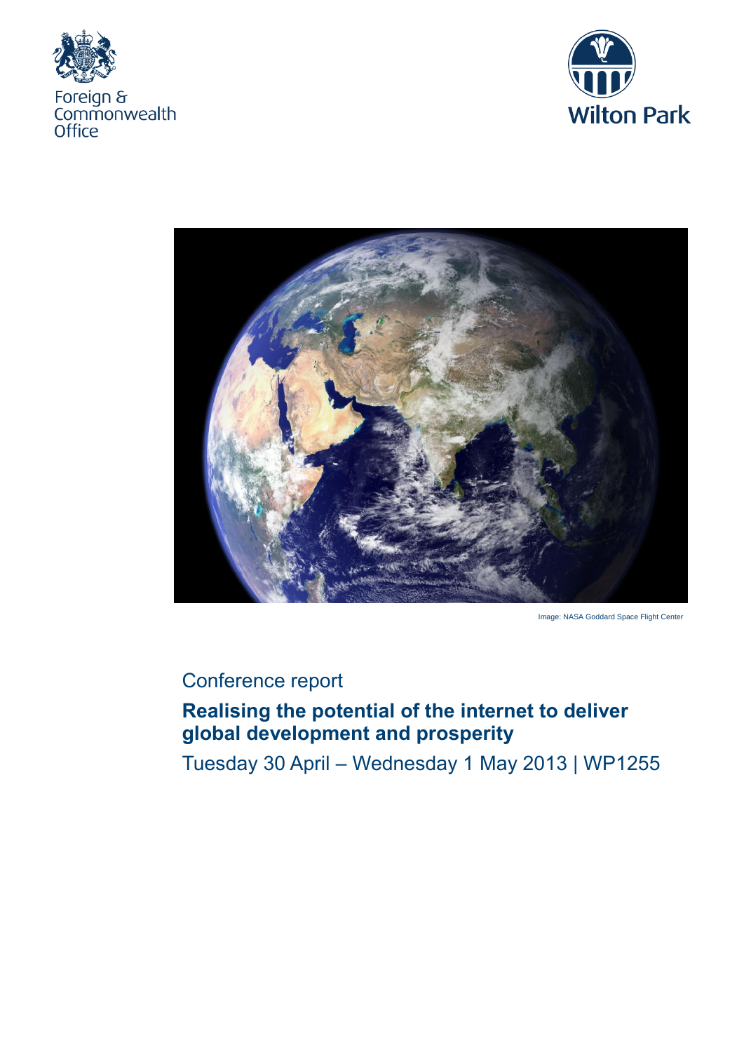Foreign & Commonwealth Office

Wilton Park

Image: NASA Goddard Space Flight Center

Conference report

# Realising the potential of the internet to deliver global development and prosperity

Tuesday 30 April – Wednesday 1 May 2013 | WP1255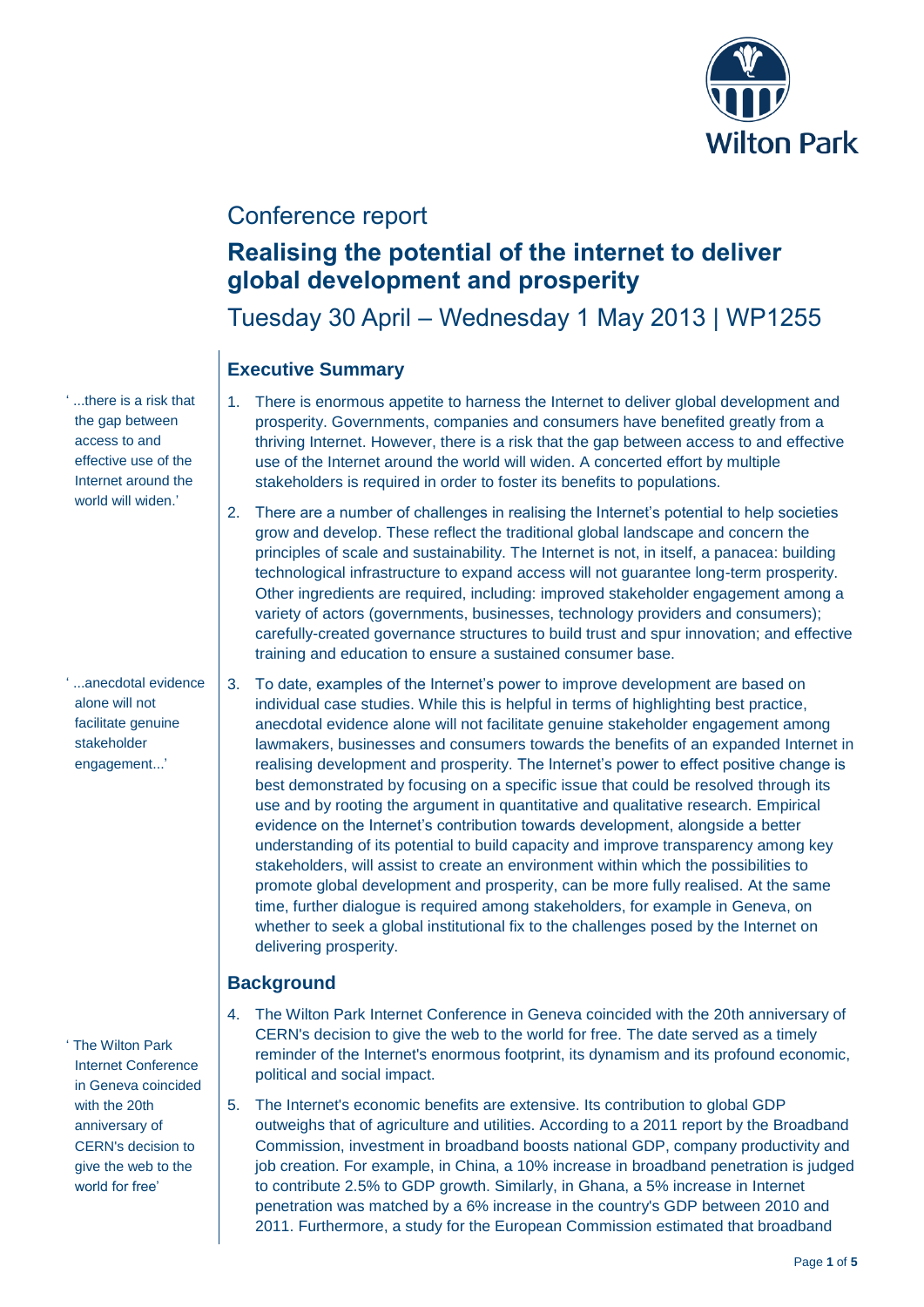# Conference report

## Realising the potential of the internet to deliver global development and prosperity

Tuesday 30 April – Wednesday 1 May 2013 | WP1255

## Executive Summary

' ...there is a risk that the gap between access to and effective use of the Internet around the world will widen.'

1. There is enormous appetite to harness the Internet to deliver global development and prosperity. Governments, companies and consumers have benefited greatly from a thriving Internet. However, there is a risk that the gap between access to and effective use of the Internet around the world will widen. A concerted effort by multiple stakeholders is required in order to foster its benefits to populations.

2. There are a number of challenges in realising the Internet's potential to help societies grow and develop. These reflect the traditional global landscape and concern the principles of scale and sustainability. The Internet is not, in itself, a panacea: building technological infrastructure to expand access will not guarantee long-term prosperity. Other ingredients are required, including: improved stakeholder engagement among a variety of actors (governments, businesses, technology providers and consumers); carefully-created governance structures to build trust and spur innovation; and effective training and education to ensure a sustained consumer base.

' ...anecdotal evidence alone will not facilitate genuine stakeholder engagement...'

3. To date, examples of the Internet's power to improve development are based on individual case studies. While this is helpful in terms of highlighting best practice, anecdotal evidence alone will not facilitate genuine stakeholder engagement among lawmakers, businesses and consumers towards the benefits of an expanded Internet in realising development and prosperity. The Internet's power to effect positive change is best demonstrated by focusing on a specific issue that could be resolved through its use and by rooting the argument in quantitative and qualitative research. Empirical evidence on the Internet's contribution towards development, alongside a better understanding of its potential to build capacity and improve transparency among key stakeholders, will assist to create an environment within which the possibilities to promote global development and prosperity, can be more fully realised. At the same time, further dialogue is required among stakeholders, for example in Geneva, on whether to seek a global institutional fix to the challenges posed by the Internet on delivering prosperity.

## Background

' The Wilton Park Internet Conference in Geneva coincided with the 20th anniversary of CERN's decision to give the web to the world for free'

4. The Wilton Park Internet Conference in Geneva coincided with the 20th anniversary of CERN's decision to give the web to the world for free. The date served as a timely reminder of the Internet's enormous footprint, its dynamism and its profound economic, political and social impact.

5. The Internet's economic benefits are extensive. Its contribution to global GDP outweighs that of agriculture and utilities. According to a 2011 report by the Broadband Commission, investment in broadband boosts national GDP, company productivity and job creation. For example, in China, a 10% increase in broadband penetration is judged to contribute 2.5% to GDP growth. Similarly, in Ghana, a 5% increase in Internet penetration was matched by a 6% increase in the country's GDP between 2010 and 2011. Furthermore, a study for the European Commission estimated that broadband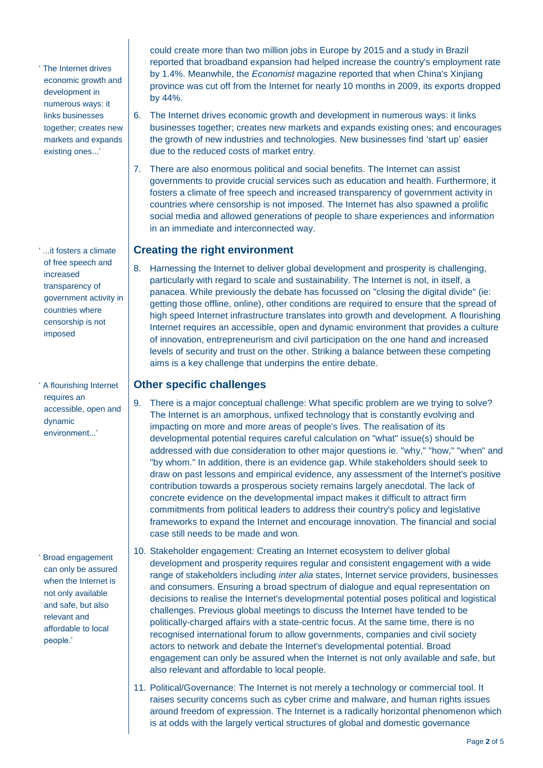could create more than two million jobs in Europe by 2015 and a study in Brazil reported that broadband expansion had helped increase the country's employment rate by 1.4%. Meanwhile, the *Economist* magazine reported that when China's Xinjiang province was cut off from the Internet for nearly 10 months in 2009, its exports dropped by 44%.

6. The Internet drives economic growth and development in numerous ways: it links businesses together; creates new markets and expands existing ones; and encourages the growth of new industries and technologies. New businesses find 'start up' easier due to the reduced costs of market entry.

7. There are also enormous political and social benefits. The Internet can assist governments to provide crucial services such as education and health. Furthermore, it fosters a climate of free speech and increased transparency of government activity in countries where censorship is not imposed. The Internet has also spawned a prolific social media and allowed generations of people to share experiences and information in an immediate and interconnected way.

> 'The Internet drives economic growth and development in numerous ways: it links businesses together; creates new markets and expands existing ones...'

> '...it fosters a climate of free speech and increased transparency of government activity in countries where censorship is not imposed

## Creating the right environment

8. Harnessing the Internet to deliver global development and prosperity is challenging, particularly with regard to scale and sustainability. The Internet is not, in itself, a panacea. While previously the debate has focussed on "closing the digital divide" (ie: getting those offline, online), other conditions are required to ensure that the spread of high speed Internet infrastructure translates into growth and development. A flourishing Internet requires an accessible, open and dynamic environment that provides a culture of innovation, entrepreneurism and civil participation on the one hand and increased levels of security and trust on the other. Striking a balance between these competing aims is a key challenge that underpins the entire debate.

> 'A flourishing Internet requires an accessible, open and dynamic environment...'

## Other specific challenges

9. There is a major conceptual challenge: What specific problem are we trying to solve? The Internet is an amorphous, unfixed technology that is constantly evolving and impacting on more and more areas of people's lives. The realisation of its developmental potential requires careful calculation on "what" issue(s) should be addressed with due consideration to other major questions ie. "why," "how," "when" and "by whom." In addition, there is an evidence gap. While stakeholders should seek to draw on past lessons and empirical evidence, any assessment of the Internet's positive contribution towards a prosperous society remains largely anecdotal. The lack of concrete evidence on the developmental impact makes it difficult to attract firm commitments from political leaders to address their country's policy and legislative frameworks to expand the Internet and encourage innovation. The financial and social case still needs to be made and won.

10. Stakeholder engagement: Creating an Internet ecosystem to deliver global development and prosperity requires regular and consistent engagement with a wide range of stakeholders including *inter alia* states, Internet service providers, businesses and consumers. Ensuring a broad spectrum of dialogue and equal representation on decisions to realise the Internet's developmental potential poses political and logistical challenges. Previous global meetings to discuss the Internet have tended to be politically-charged affairs with a state-centric focus. At the same time, there is no recognised international forum to allow governments, companies and civil society actors to network and debate the Internet's developmental potential. Broad engagement can only be assured when the Internet is not only available and safe, but also relevant and affordable to local people.

> 'Broad engagement can only be assured when the Internet is not only available and safe, but also relevant and affordable to local people.'

11. Political/Governance: The Internet is not merely a technology or commercial tool. It raises security concerns such as cyber crime and malware, and human rights issues around freedom of expression. The Internet is a radically horizontal phenomenon which is at odds with the largely vertical structures of global and domestic governance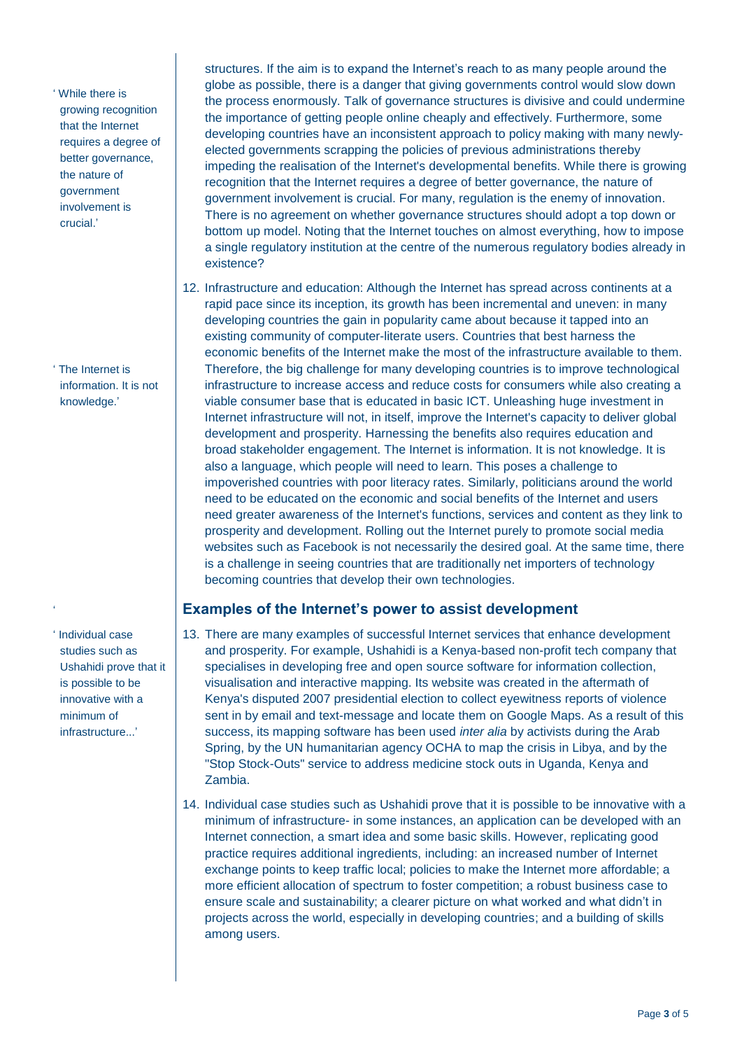structures. If the aim is to expand the Internet's reach to as many people around the globe as possible, there is a danger that giving governments control would slow down the process enormously. Talk of governance structures is divisive and could undermine the importance of getting people online cheaply and effectively. Furthermore, some developing countries have an inconsistent approach to policy making with many newly-elected governments scrapping the policies of previous administrations thereby impeding the realisation of the Internet's developmental benefits. While there is growing recognition that the Internet requires a degree of better governance, the nature of government involvement is crucial. For many, regulation is the enemy of innovation. There is no agreement on whether governance structures should adopt a top down or bottom up model. Noting that the Internet touches on almost everything, how to impose a single regulatory institution at the centre of the numerous regulatory bodies already in existence?

> 'While there is growing recognition that the Internet requires a degree of better governance, the nature of government involvement is crucial.'

12. Infrastructure and education: Although the Internet has spread across continents at a rapid pace since its inception, its growth has been incremental and uneven: in many developing countries the gain in popularity came about because it tapped into an existing community of computer-literate users. Countries that best harness the economic benefits of the Internet make the most of the infrastructure available to them. Therefore, the big challenge for many developing countries is to improve technological infrastructure to increase access and reduce costs for consumers while also creating a viable consumer base that is educated in basic ICT. Unleashing huge investment in Internet infrastructure will not, in itself, improve the Internet's capacity to deliver global development and prosperity. Harnessing the benefits also requires education and broad stakeholder engagement. The Internet is information. It is not knowledge. It is also a language, which people will need to learn. This poses a challenge to impoverished countries with poor literacy rates. Similarly, politicians around the world need to be educated on the economic and social benefits of the Internet and users need greater awareness of the Internet's functions, services and content as they link to prosperity and development. Rolling out the Internet purely to promote social media websites such as Facebook is not necessarily the desired goal. At the same time, there is a challenge in seeing countries that are traditionally net importers of technology becoming countries that develop their own technologies.

> 'The Internet is information. It is not knowledge.'

## Examples of the Internet's power to assist development

13. There are many examples of successful Internet services that enhance development and prosperity. For example, Ushahidi is a Kenya-based non-profit tech company that specialises in developing free and open source software for information collection, visualisation and interactive mapping. Its website was created in the aftermath of Kenya's disputed 2007 presidential election to collect eyewitness reports of violence sent in by email and text-message and locate them on Google Maps. As a result of this success, its mapping software has been used *inter alia* by activists during the Arab Spring, by the UN humanitarian agency OCHA to map the crisis in Libya, and by the "Stop Stock-Outs" service to address medicine stock outs in Uganda, Kenya and Zambia.

> 'Individual case studies such as Ushahidi prove that it is possible to be innovative with a minimum of infrastructure...'

14. Individual case studies such as Ushahidi prove that it is possible to be innovative with a minimum of infrastructure- in some instances, an application can be developed with an Internet connection, a smart idea and some basic skills. However, replicating good practice requires additional ingredients, including: an increased number of Internet exchange points to keep traffic local; policies to make the Internet more affordable; a more efficient allocation of spectrum to foster competition; a robust business case to ensure scale and sustainability; a clearer picture on what worked and what didn't in projects across the world, especially in developing countries; and a building of skills among users.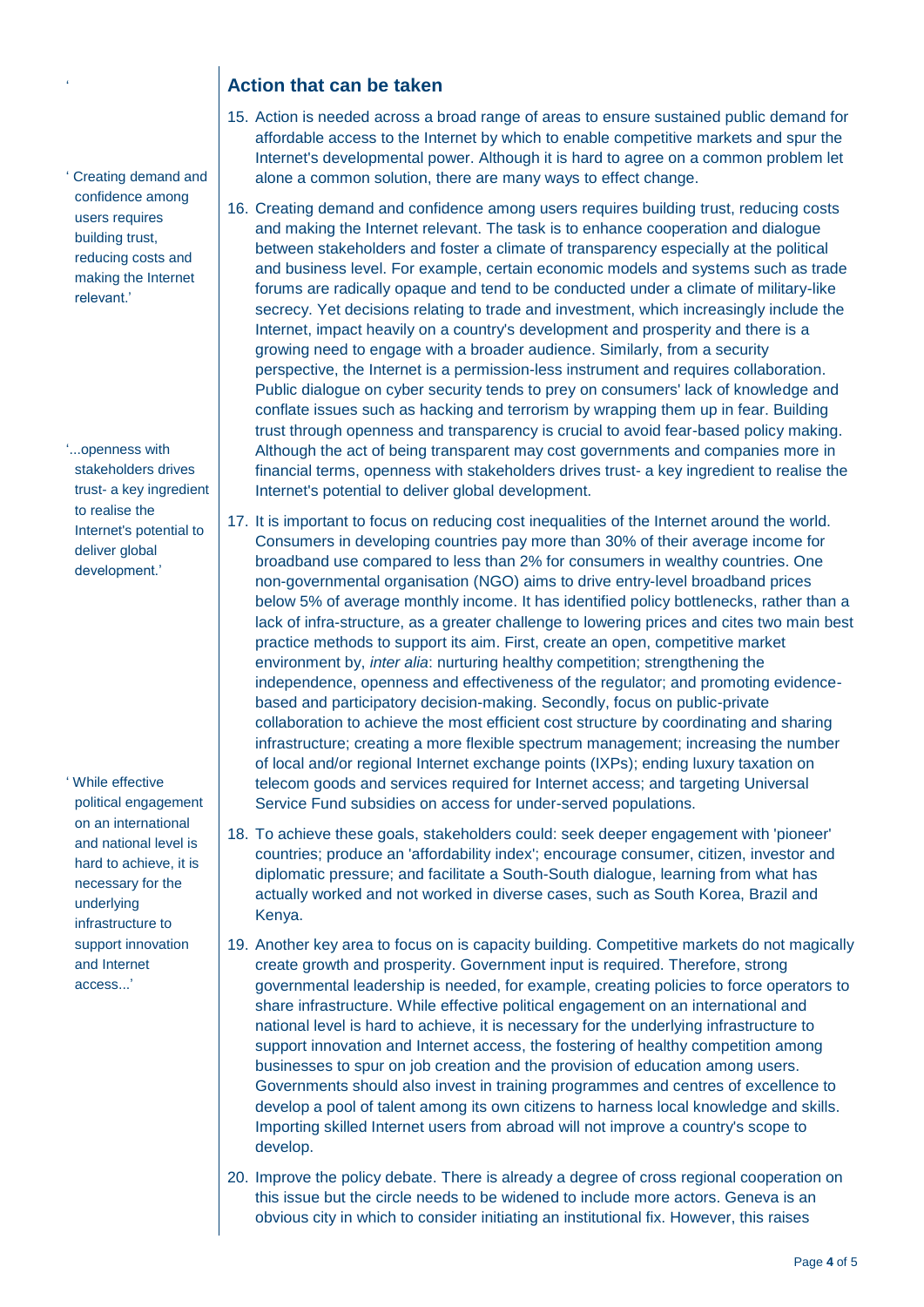## Action that can be taken

> 'Creating demand and confidence among users requires building trust, reducing costs and making the Internet relevant.'

> '...openness with stakeholders drives trust- a key ingredient to realise the Internet's potential to deliver global development.'

> 'While effective political engagement on an international and national level is hard to achieve, it is necessary for the underlying infrastructure to support innovation and Internet access...'

15. Action is needed across a broad range of areas to ensure sustained public demand for affordable access to the Internet by which to enable competitive markets and spur the Internet's developmental power. Although it is hard to agree on a common problem let alone a common solution, there are many ways to effect change.

16. Creating demand and confidence among users requires building trust, reducing costs and making the Internet relevant. The task is to enhance cooperation and dialogue between stakeholders and foster a climate of transparency especially at the political and business level. For example, certain economic models and systems such as trade forums are radically opaque and tend to be conducted under a climate of military-like secrecy. Yet decisions relating to trade and investment, which increasingly include the Internet, impact heavily on a country's development and prosperity and there is a growing need to engage with a broader audience. Similarly, from a security perspective, the Internet is a permission-less instrument and requires collaboration. Public dialogue on cyber security tends to prey on consumers' lack of knowledge and conflate issues such as hacking and terrorism by wrapping them up in fear. Building trust through openness and transparency is crucial to avoid fear-based policy making. Although the act of being transparent may cost governments and companies more in financial terms, openness with stakeholders drives trust- a key ingredient to realise the Internet's potential to deliver global development.

17. It is important to focus on reducing cost inequalities of the Internet around the world. Consumers in developing countries pay more than 30% of their average income for broadband use compared to less than 2% for consumers in wealthy countries. One non-governmental organisation (NGO) aims to drive entry-level broadband prices below 5% of average monthly income. It has identified policy bottlenecks, rather than a lack of infra-structure, as a greater challenge to lowering prices and cites two main best practice methods to support its aim. First, create an open, competitive market environment by, *inter alia*: nurturing healthy competition; strengthening the independence, openness and effectiveness of the regulator; and promoting evidence-based and participatory decision-making. Secondly, focus on public-private collaboration to achieve the most efficient cost structure by coordinating and sharing infrastructure; creating a more flexible spectrum management; increasing the number of local and/or regional Internet exchange points (IXPs); ending luxury taxation on telecom goods and services required for Internet access; and targeting Universal Service Fund subsidies on access for under-served populations.

18. To achieve these goals, stakeholders could: seek deeper engagement with 'pioneer' countries; produce an 'affordability index'; encourage consumer, citizen, investor and diplomatic pressure; and facilitate a South-South dialogue, learning from what has actually worked and not worked in diverse cases, such as South Korea, Brazil and Kenya.

19. Another key area to focus on is capacity building. Competitive markets do not magically create growth and prosperity. Government input is required. Therefore, strong governmental leadership is needed, for example, creating policies to force operators to share infrastructure. While effective political engagement on an international and national level is hard to achieve, it is necessary for the underlying infrastructure to support innovation and Internet access, the fostering of healthy competition among businesses to spur on job creation and the provision of education among users. Governments should also invest in training programmes and centres of excellence to develop a pool of talent among its own citizens to harness local knowledge and skills. Importing skilled Internet users from abroad will not improve a country's scope to develop.

20. Improve the policy debate. There is already a degree of cross regional cooperation on this issue but the circle needs to be widened to include more actors. Geneva is an obvious city in which to consider initiating an institutional fix. However, this raises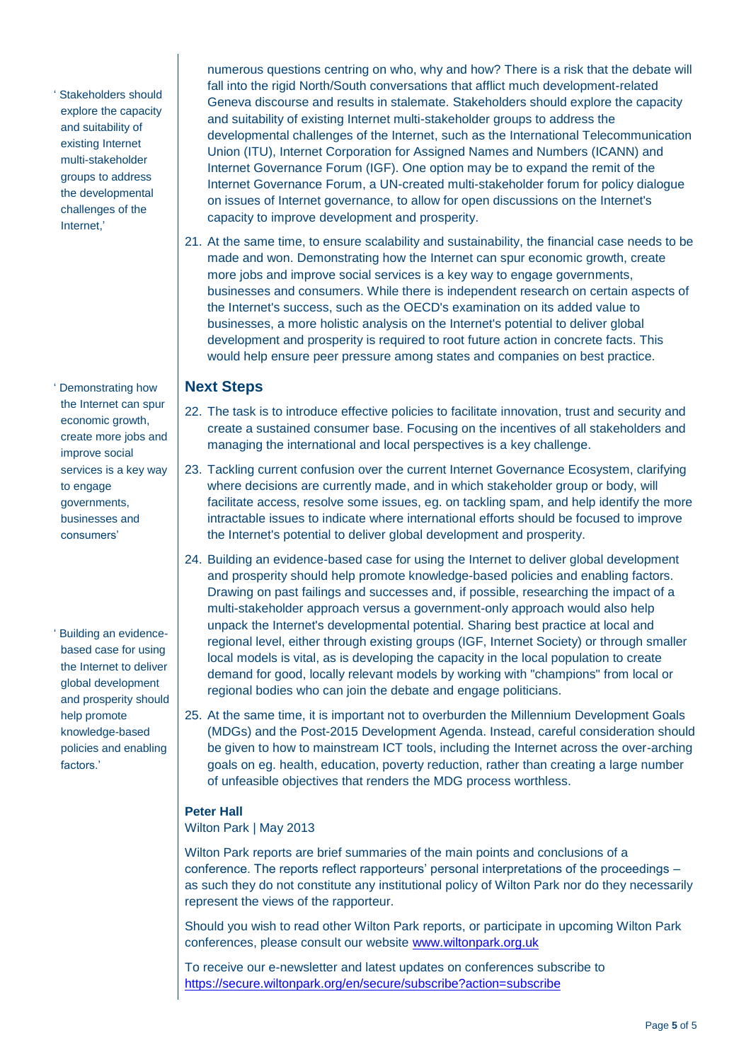numerous questions centring on who, why and how? There is a risk that the debate will fall into the rigid North/South conversations that afflict much development-related Geneva discourse and results in stalemate. Stakeholders should explore the capacity and suitability of existing Internet multi-stakeholder groups to address the developmental challenges of the Internet, such as the International Telecommunication Union (ITU), Internet Corporation for Assigned Names and Numbers (ICANN) and Internet Governance Forum (IGF). One option may be to expand the remit of the Internet Governance Forum, a UN-created multi-stakeholder forum for policy dialogue on issues of Internet governance, to allow for open discussions on the Internet's capacity to improve development and prosperity.

> 'Stakeholders should explore the capacity and suitability of existing Internet multi-stakeholder groups to address the developmental challenges of the Internet,'

21. At the same time, to ensure scalability and sustainability, the financial case needs to be made and won. Demonstrating how the Internet can spur economic growth, create more jobs and improve social services is a key way to engage governments, businesses and consumers. While there is independent research on certain aspects of the Internet's success, such as the OECD's examination on its added value to businesses, a more holistic analysis on the Internet's potential to deliver global development and prosperity is required to root future action in concrete facts. This would help ensure peer pressure among states and companies on best practice.

> 'Demonstrating how the Internet can spur economic growth, create more jobs and improve social services is a key way to engage governments, businesses and consumers'

## Next Steps

22. The task is to introduce effective policies to facilitate innovation, trust and security and create a sustained consumer base. Focusing on the incentives of all stakeholders and managing the international and local perspectives is a key challenge.
23. Tackling current confusion over the current Internet Governance Ecosystem, clarifying where decisions are currently made, and in which stakeholder group or body, will facilitate access, resolve some issues, eg. on tackling spam, and help identify the more intractable issues to indicate where international efforts should be focused to improve the Internet's potential to deliver global development and prosperity.
24. Building an evidence-based case for using the Internet to deliver global development and prosperity should help promote knowledge-based policies and enabling factors. Drawing on past failings and successes and, if possible, researching the impact of a multi-stakeholder approach versus a government-only approach would also help unpack the Internet's developmental potential. Sharing best practice at local and regional level, either through existing groups (IGF, Internet Society) or through smaller local models is vital, as is developing the capacity in the local population to create demand for good, locally relevant models by working with "champions" from local or regional bodies who can join the debate and engage politicians.

> 'Building an evidence-based case for using the Internet to deliver global development and prosperity should help promote knowledge-based policies and enabling factors.'

25. At the same time, it is important not to overburden the Millennium Development Goals (MDGs) and the Post-2015 Development Agenda. Instead, careful consideration should be given to how to mainstream ICT tools, including the Internet across the over-arching goals on eg. health, education, poverty reduction, rather than creating a large number of unfeasible objectives that renders the MDG process worthless.

**Peter Hall**
Wilton Park | May 2013

Wilton Park reports are brief summaries of the main points and conclusions of a conference. The reports reflect rapporteurs' personal interpretations of the proceedings – as such they do not constitute any institutional policy of Wilton Park nor do they necessarily represent the views of the rapporteur.

Should you wish to read other Wilton Park reports, or participate in upcoming Wilton Park conferences, please consult our website [www.wiltonpark.org.uk](http://www.wiltonpark.org.uk)

To receive our e-newsletter and latest updates on conferences subscribe to
[https://secure.wiltonpark.org/en/secure/subscribe?action=subscribe](https://secure.wiltonpark.org/en/secure/subscribe?action=subscribe)